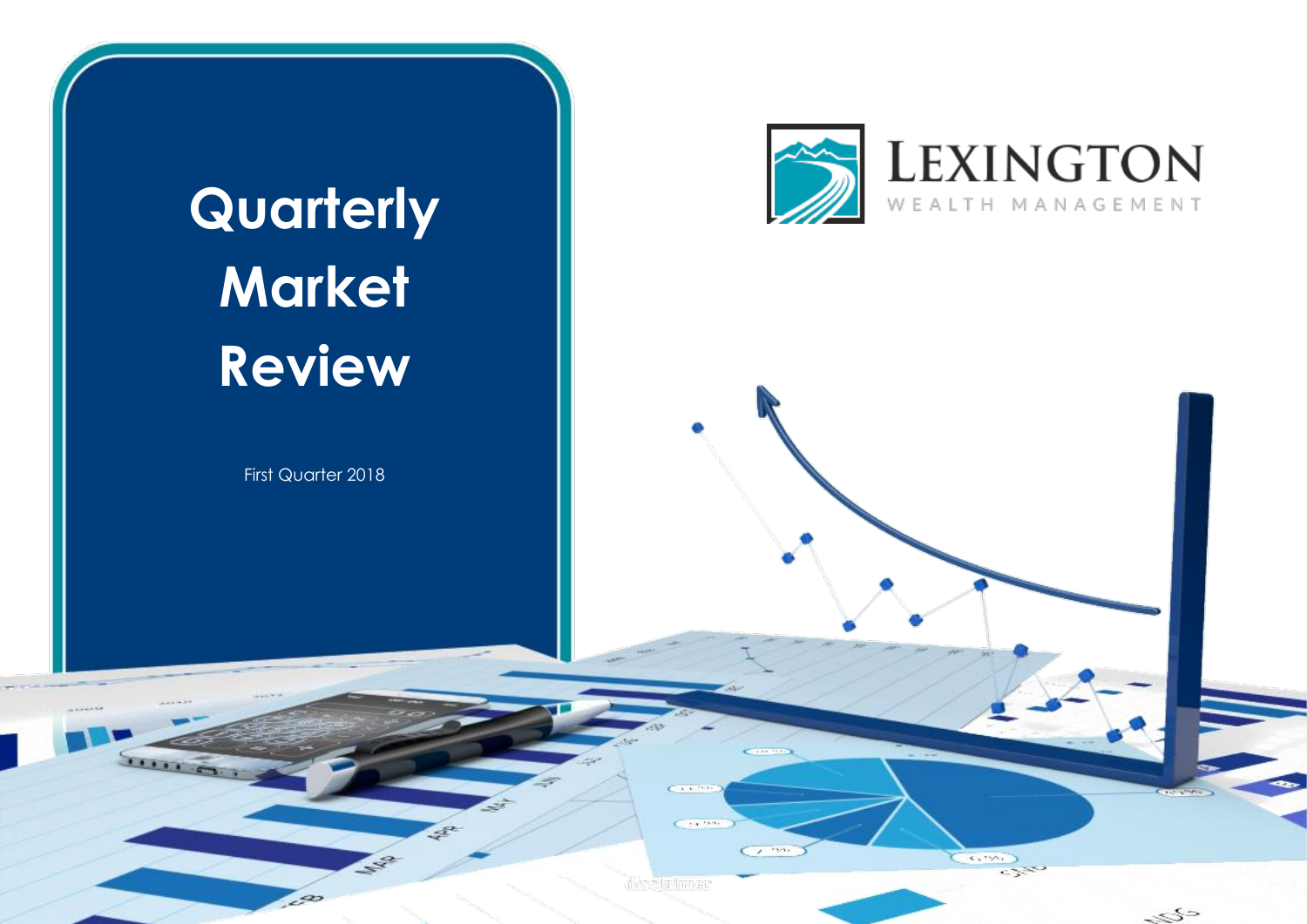# Quarterly Market Review

First Quarter 2018

LEXINGTON
WEALTH MANAGEMENT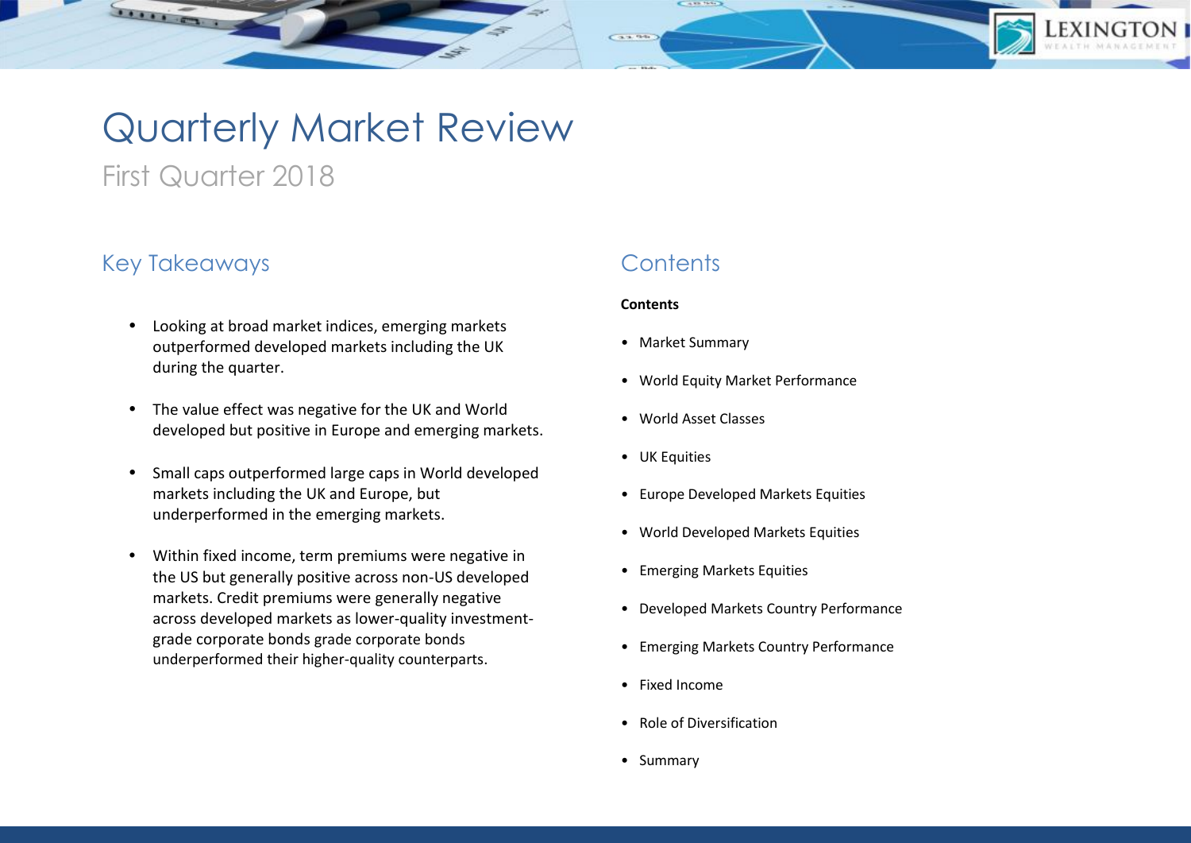# Quarterly Market Review

First Quarter 2018

## Key Takeaways

- Looking at broad market indices, emerging markets outperformed developed markets including the UK during the quarter.
- The value effect was negative for the UK and World developed but positive in Europe and emerging markets.
- Small caps outperformed large caps in World developed markets including the UK and Europe, but underperformed in the emerging markets.
- Within fixed income, term premiums were negative in the US but generally positive across non-US developed markets. Credit premiums were generally negative across developed markets as lower-quality investment-grade corporate bonds grade corporate bonds underperformed their higher-quality counterparts.

## Contents

**Contents**

- Market Summary
- World Equity Market Performance
- World Asset Classes
- UK Equities
- Europe Developed Markets Equities
- World Developed Markets Equities
- Emerging Markets Equities
- Developed Markets Country Performance
- Emerging Markets Country Performance
- Fixed Income
- Role of Diversification
- Summary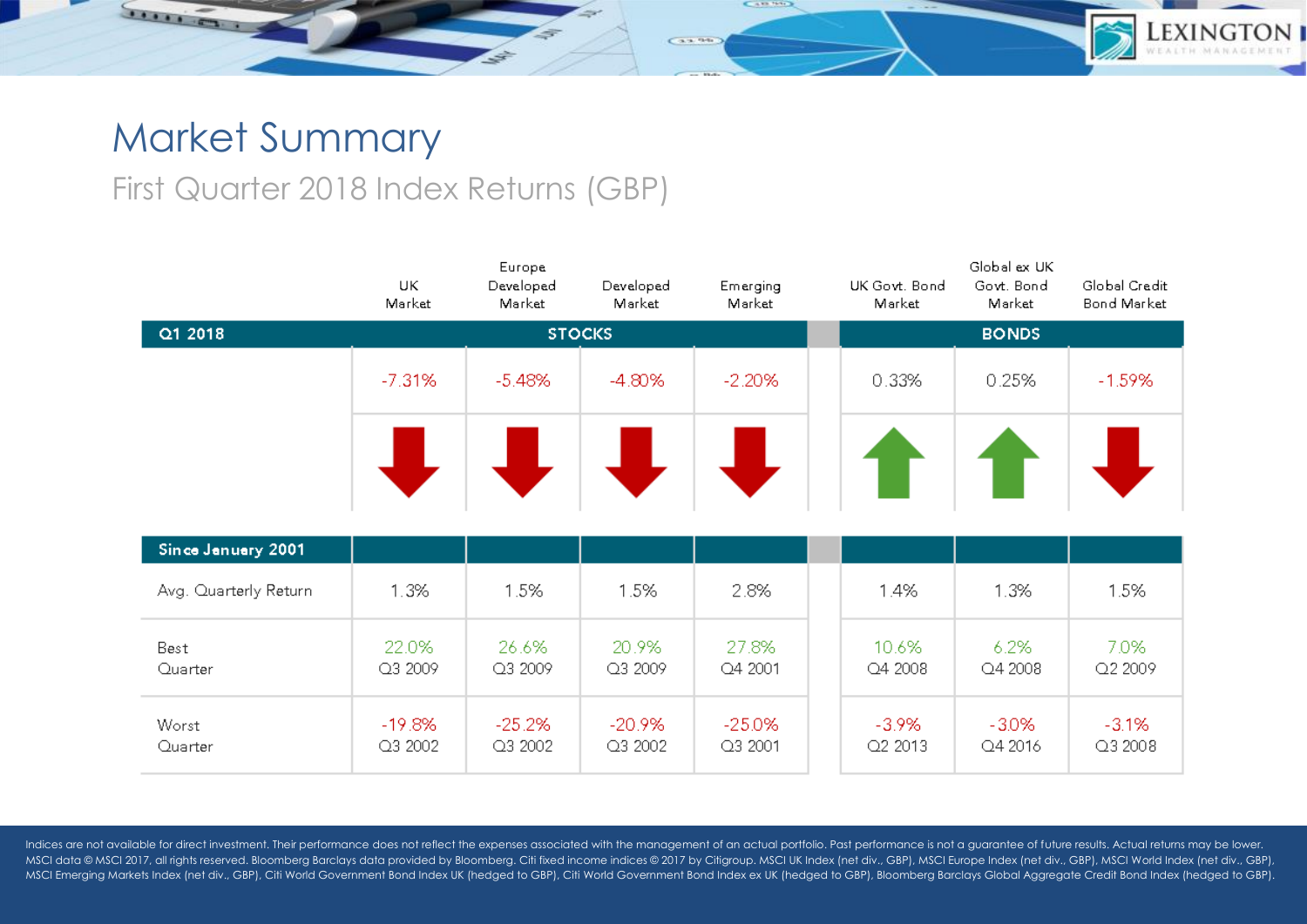# Market Summary

## First Quarter 2018 Index Returns (GBP)

| Q1 2018 | UK Market | Europe Developed Market | Developed Market | Emerging Market | UK Govt. Bond Market | Global ex UK Govt. Bond Market | Global Credit Bond Market |
|---|---|---|---|---|---|---|---|
| | STOCKS | | | | BONDS | | |
| | -7.31% | -5.48% | -4.80% | -2.20% | 0.33% | 0.25% | -1.59% |

| Since January 2001 | UK Market | Europe Developed Market | Developed Market | Emerging Market | UK Govt. Bond Market | Global ex UK Govt. Bond Market | Global Credit Bond Market |
|---|---|---|---|---|---|---|---|
| Avg. Quarterly Return | 1.3% | 1.5% | 1.5% | 2.8% | 1.4% | 1.3% | 1.5% |
| Best Quarter | 22.0% Q3 2009 | 26.6% Q3 2009 | 20.9% Q3 2009 | 27.8% Q4 2001 | 10.6% Q4 2008 | 6.2% Q4 2008 | 7.0% Q2 2009 |
| Worst Quarter | -19.8% Q3 2002 | -25.2% Q3 2002 | -20.9% Q3 2002 | -25.0% Q3 2001 | -3.9% Q2 2013 | -3.0% Q4 2016 | -3.1% Q3 2008 |

Indices are not available for direct investment. Their performance does not reflect the expenses associated with the management of an actual portfolio. Past performance is not a guarantee of future results. Actual returns may be lower. MSCI data © MSCI 2017, all rights reserved. Bloomberg Barclays data provided by Bloomberg. Citi fixed income indices © 2017 by Citigroup. MSCI UK Index (net div., GBP), MSCI Europe Index (net div., GBP), MSCI World Index (net div., GBP), MSCI Emerging Markets Index (net div., GBP), Citi World Government Bond Index UK (hedged to GBP), Citi World Government Bond Index ex UK (hedged to GBP), Bloomberg Barclays Global Aggregate Credit Bond Index (hedged to GBP).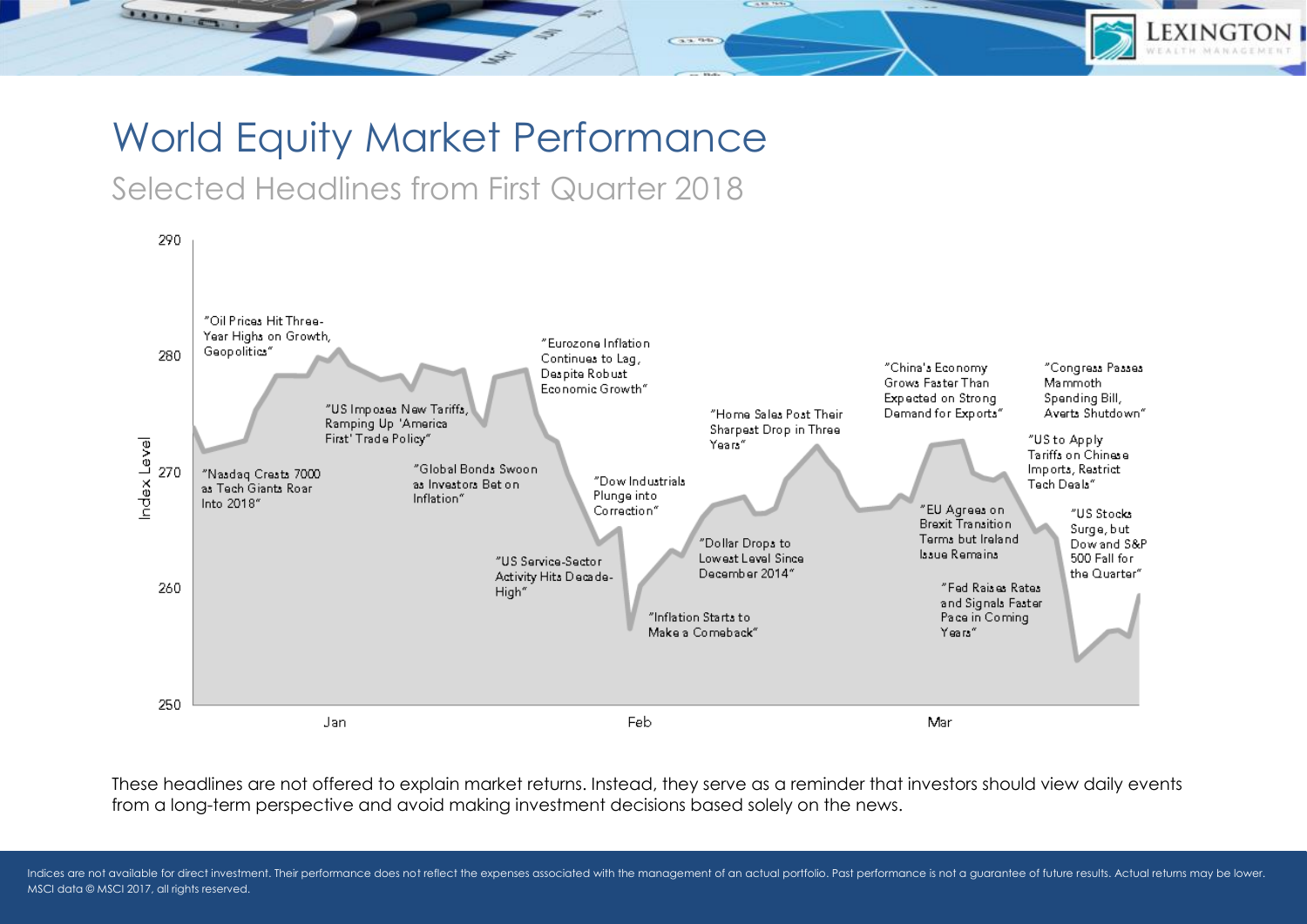# World Equity Market Performance

## Selected Headlines from First Quarter 2018

Index Level

290

280

270

260

250

Jan

Feb

Mar

"Oil Prices Hit Three-Year Highs on Growth, Geopolitics"

"Nasdaq Crests 7000 as Tech Giants Roar Into 2018"

"US Imposes New Tariffs, Ramping Up 'America First' Trade Policy"

"Global Bonds Swoon as Investors Bet on Inflation"

"Eurozone Inflation Continues to Lag, Despite Robust Economic Growth"

"US Service-Sector Activity Hits Decade-High"

"Dow Industrials Plunge into Correction"

"Inflation Starts to Make a Comeback"

"Dollar Drops to Lowest Level Since December 2014"

"Home Sales Post Their Sharpest Drop in Three Years"

"China's Economy Grows Faster Than Expected on Strong Demand for Exports"

"EU Agrees on Brexit Transition Terms but Ireland Issue Remains"

"Fed Raises Rates and Signals Faster Pace in Coming Years"

"Congress Passes Mammoth Spending Bill, Averts Shutdown"

"US to Apply Tariffs on Chinese Imports, Restrict Tech Deals"

"US Stocks Surge, but Dow and S&P 500 Fall for the Quarter"

These headlines are not offered to explain market returns. Instead, they serve as a reminder that investors should view daily events from a long-term perspective and avoid making investment decisions based solely on the news.

Indices are not available for direct investment. Their performance does not reflect the expenses associated with the management of an actual portfolio. Past performance is not a guarantee of future results. Actual returns may be lower. MSCI data © MSCI 2017, all rights reserved.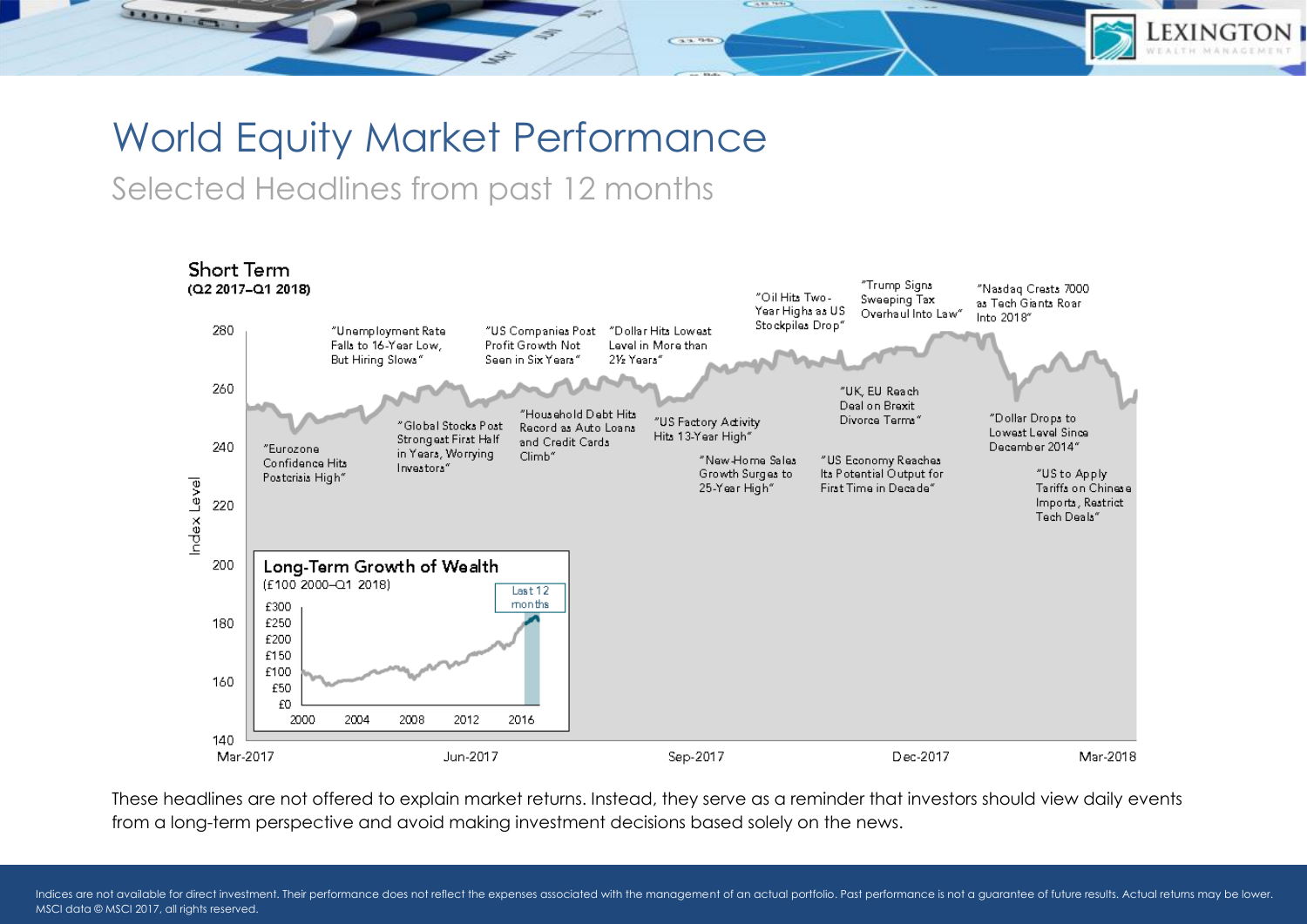# World Equity Market Performance

## Selected Headlines from past 12 months

**Short Term**
**(Q2 2017–Q1 2018)**

"Eurozone Confidence Hits Postcrisis High"

"Unemployment Rate Falls to 16-Year Low, But Hiring Slows"

"Global Stocks Post Strongest First Half in Years, Worrying Investors"

"US Companies Post Profit Growth Not Seen in Six Years"

"Household Debt Hits Record as Auto Loans and Credit Cards Climb"

"Dollar Hits Lowest Level in More than 2½ Years"

"US Factory Activity Hits 13-Year High"

"New-Home Sales Growth Surges to 25-Year High"

"Oil Hits Two-Year Highs as US Stockpiles Drop"

"US Economy Reaches Its Potential Output for First Time in Decade"

"UK, EU Reach Deal on Brexit Divorce Terms"

"Trump Signs Sweeping Tax Overhaul Into Law"

"Nasdaq Crests 7000 as Tech Giants Roar Into 2018"

"Dollar Drops to Lowest Level Since December 2014"

"US to Apply Tariffs on Chinese Imports, Restrict Tech Deals"

Index Level: 140–280; Mar-2017, Jun-2017, Sep-2017, Dec-2017, Mar-2018

**Long-Term Growth of Wealth**
(£100 2000–Q1 2018)

£0–£300; 2000, 2004, 2008, 2012, 2016; Last 12 months

These headlines are not offered to explain market returns. Instead, they serve as a reminder that investors should view daily events from a long-term perspective and avoid making investment decisions based solely on the news.

Indices are not available for direct investment. Their performance does not reflect the expenses associated with the management of an actual portfolio. Past performance is not a guarantee of future results. Actual returns may be lower.
MSCI data © MSCI 2017, all rights reserved.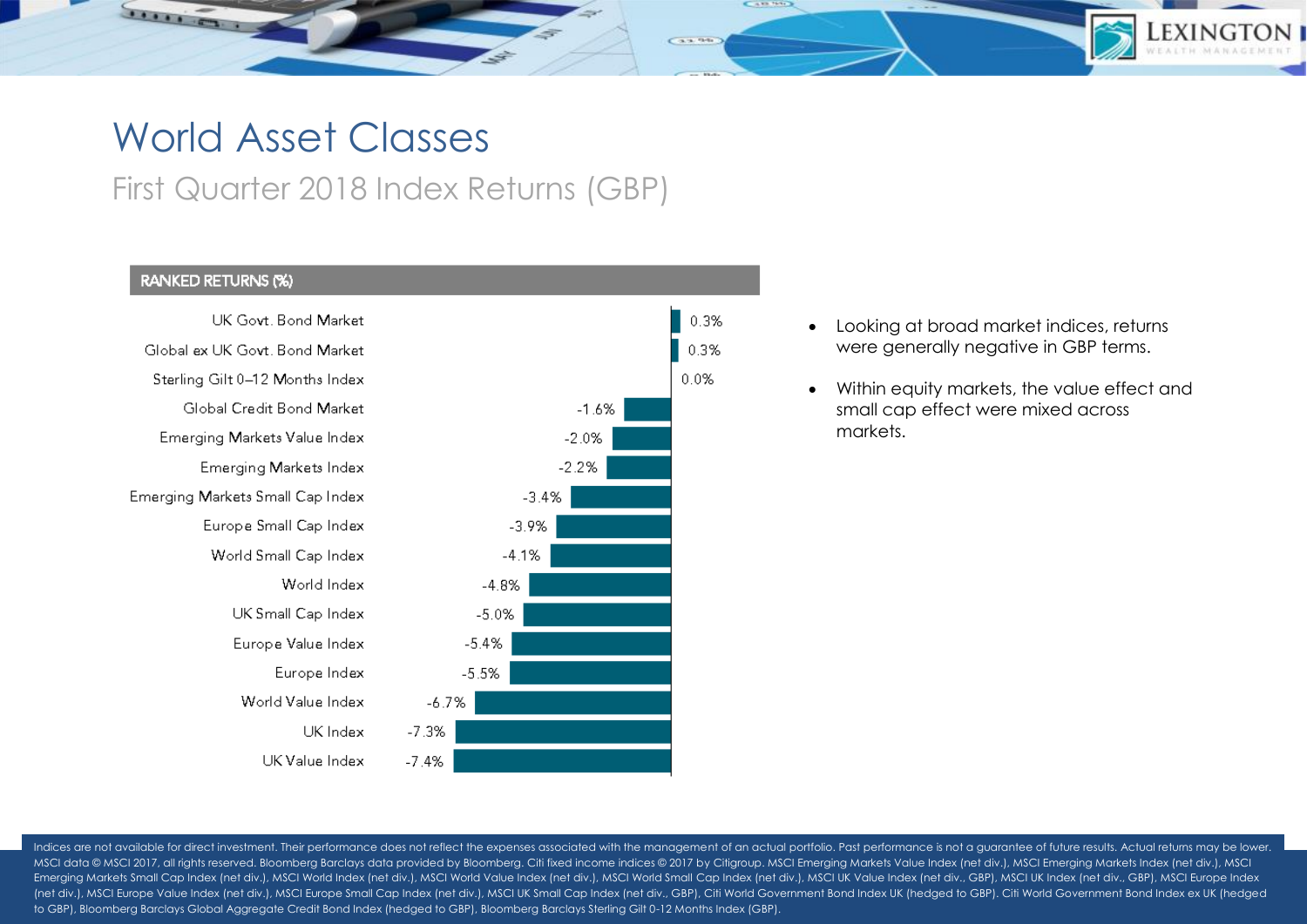# World Asset Classes

## First Quarter 2018 Index Returns (GBP)

**RANKED RETURNS (%)**

| Index | Return |
| --- | --- |
| UK Govt. Bond Market | 0.3% |
| Global ex UK Govt. Bond Market | 0.3% |
| Sterling Gilt 0–12 Months Index | 0.0% |
| Global Credit Bond Market | -1.6% |
| Emerging Markets Value Index | -2.0% |
| Emerging Markets Index | -2.2% |
| Emerging Markets Small Cap Index | -3.4% |
| Europe Small Cap Index | -3.9% |
| World Small Cap Index | -4.1% |
| World Index | -4.8% |
| UK Small Cap Index | -5.0% |
| Europe Value Index | -5.4% |
| Europe Index | -5.5% |
| World Value Index | -6.7% |
| UK Index | -7.3% |
| UK Value Index | -7.4% |

- Looking at broad market indices, returns were generally negative in GBP terms.
- Within equity markets, the value effect and small cap effect were mixed across markets.

Indices are not available for direct investment. Their performance does not reflect the expenses associated with the management of an actual portfolio. Past performance is not a guarantee of future results. Actual returns may be lower. MSCI data © MSCI 2017, all rights reserved. Bloomberg Barclays data provided by Bloomberg. Citi fixed income indices © 2017 by Citigroup. MSCI Emerging Markets Value Index (net div.), MSCI Emerging Markets Index (net div.), MSCI Emerging Markets Small Cap Index (net div.), MSCI World Index (net div.), MSCI World Value Index (net div.), MSCI World Small Cap Index (net div.), MSCI UK Value Index (net div., GBP), MSCI UK Index (net div., GBP), MSCI Europe Index (net div.), MSCI Europe Value Index (net div.), MSCI Europe Small Cap Index (net div.), MSCI UK Small Cap Index (net div., GBP), Citi World Government Bond Index UK (hedged to GBP), Citi World Government Bond Index ex UK (hedged to GBP), Bloomberg Barclays Global Aggregate Credit Bond Index (hedged to GBP), Bloomberg Barclays Sterling Gilt 0-12 Months Index (GBP).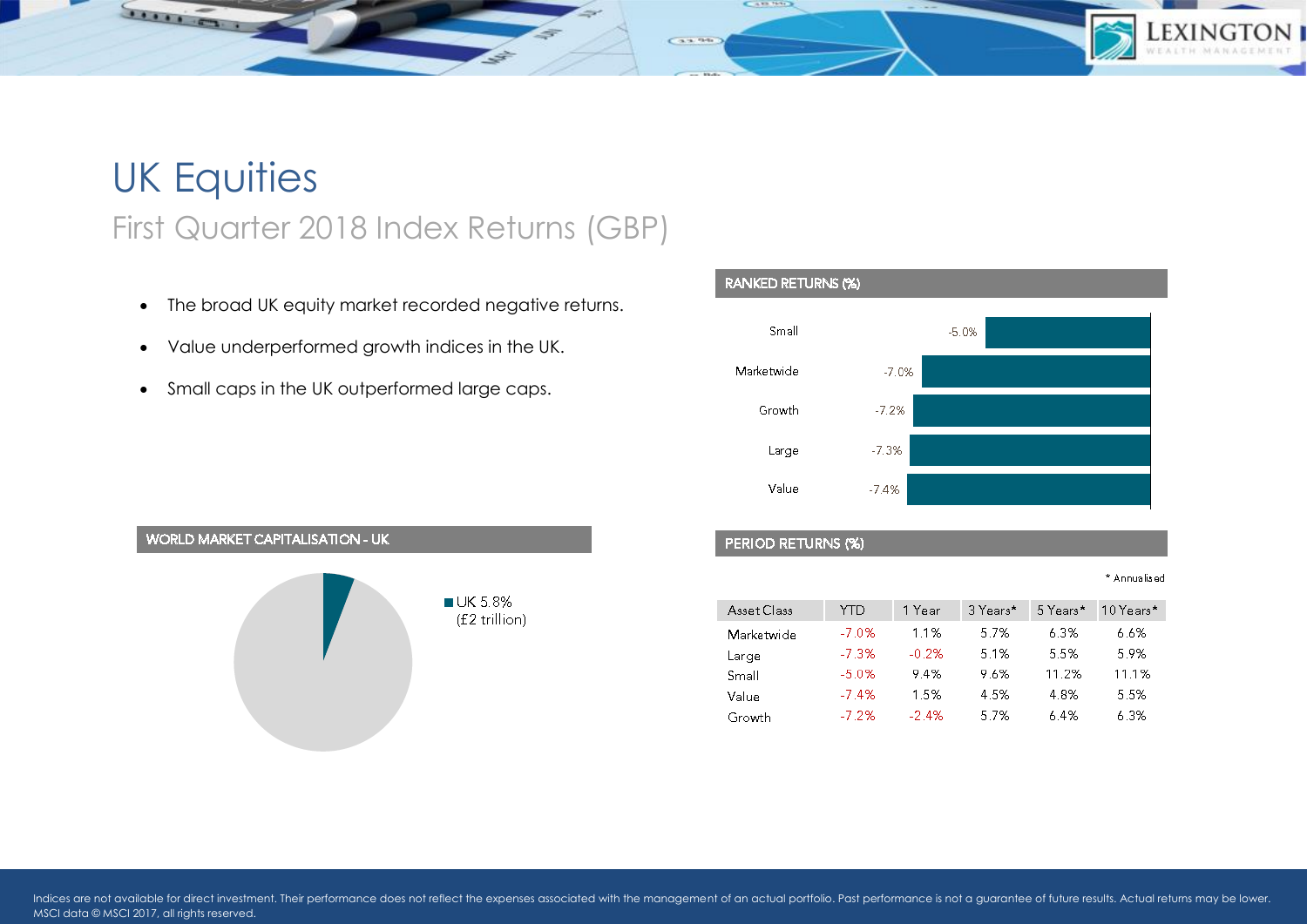# UK Equities

## First Quarter 2018 Index Returns (GBP)

- The broad UK equity market recorded negative returns.
- Value underperformed growth indices in the UK.
- Small caps in the UK outperformed large caps.

**RANKED RETURNS (%)**

| Asset Class | Return |
|---|---|
| Small | -5.0% |
| Marketwide | -7.0% |
| Growth | -7.2% |
| Large | -7.3% |
| Value | -7.4% |

**WORLD MARKET CAPITALISATION - UK**

UK 5.8% (£2 trillion)

**PERIOD RETURNS (%)**

\* Annualised

| Asset Class | YTD | 1 Year | 3 Years* | 5 Years* | 10 Years* |
|---|---|---|---|---|---|
| Marketwide | -7.0% | 1.1% | 5.7% | 6.3% | 6.6% |
| Large | -7.3% | -0.2% | 5.1% | 5.5% | 5.9% |
| Small | -5.0% | 9.4% | 9.6% | 11.2% | 11.1% |
| Value | -7.4% | 1.5% | 4.5% | 4.8% | 5.5% |
| Growth | -7.2% | -2.4% | 5.7% | 6.4% | 6.3% |

Indices are not available for direct investment. Their performance does not reflect the expenses associated with the management of an actual portfolio. Past performance is not a guarantee of future results. Actual returns may be lower. MSCI data © MSCI 2017, all rights reserved.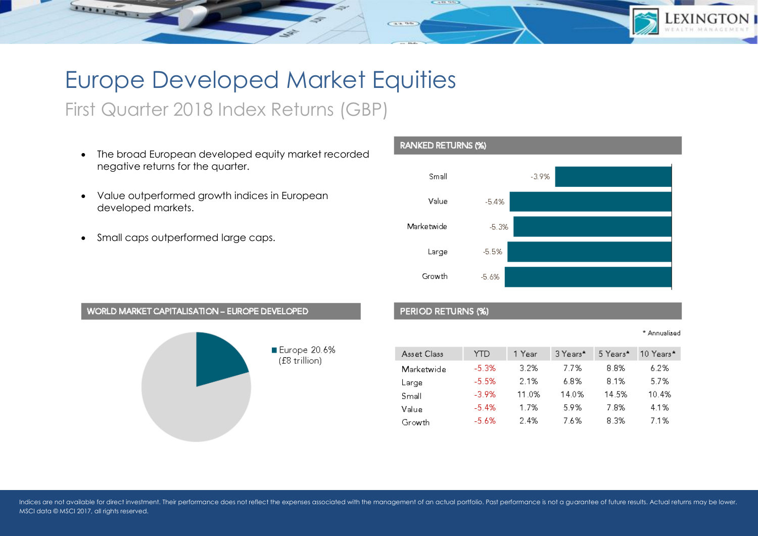# Europe Developed Market Equities

## First Quarter 2018 Index Returns (GBP)

- The broad European developed equity market recorded negative returns for the quarter.
- Value outperformed growth indices in European developed markets.
- Small caps outperformed large caps.

### RANKED RETURNS (%)

| Asset Class | Return |
|---|---|
| Small | -3.9% |
| Value | -5.4% |
| Marketwide | -5.3% |
| Large | -5.5% |
| Growth | -5.6% |

### WORLD MARKET CAPITALISATION – EUROPE DEVELOPED

Europe 20.6% (£8 trillion)

### PERIOD RETURNS (%)

\* Annualised

| Asset Class | YTD | 1 Year | 3 Years* | 5 Years* | 10 Years* |
|---|---|---|---|---|---|
| Marketwide | -5.3% | 3.2% | 7.7% | 8.8% | 6.2% |
| Large | -5.5% | 2.1% | 6.8% | 8.1% | 5.7% |
| Small | -3.9% | 11.0% | 14.0% | 14.5% | 10.4% |
| Value | -5.4% | 1.7% | 5.9% | 7.8% | 4.1% |
| Growth | -5.6% | 2.4% | 7.6% | 8.3% | 7.1% |

Indices are not available for direct investment. Their performance does not reflect the expenses associated with the management of an actual portfolio. Past performance is not a guarantee of future results. Actual returns may be lower.
MSCI data © MSCI 2017, all rights reserved.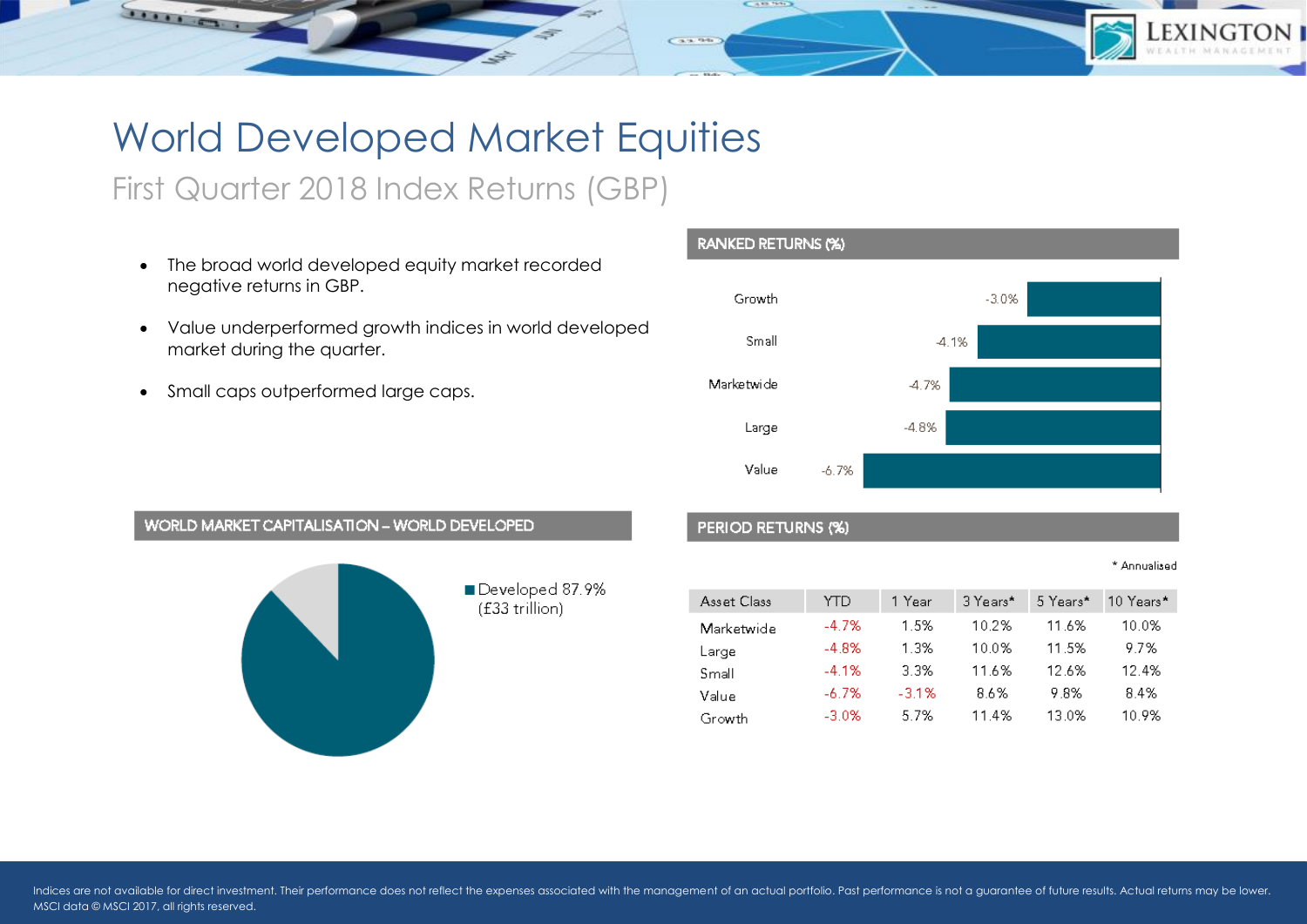# World Developed Market Equities

## First Quarter 2018 Index Returns (GBP)

- The broad world developed equity market recorded negative returns in GBP.
- Value underperformed growth indices in world developed market during the quarter.
- Small caps outperformed large caps.

### RANKED RETURNS (%)

| Asset Class | Return |
|---|---|
| Growth | -3.0% |
| Small | -4.1% |
| Marketwide | -4.7% |
| Large | -4.8% |
| Value | -6.7% |

### WORLD MARKET CAPITALISATION – WORLD DEVELOPED

Developed 87.9% (£33 trillion)

### PERIOD RETURNS (%)

\* Annualised

| Asset Class | YTD | 1 Year | 3 Years* | 5 Years* | 10 Years* |
|---|---|---|---|---|---|
| Marketwide | -4.7% | 1.5% | 10.2% | 11.6% | 10.0% |
| Large | -4.8% | 1.3% | 10.0% | 11.5% | 9.7% |
| Small | -4.1% | 3.3% | 11.6% | 12.6% | 12.4% |
| Value | -6.7% | -3.1% | 8.6% | 9.8% | 8.4% |
| Growth | -3.0% | 5.7% | 11.4% | 13.0% | 10.9% |

Indices are not available for direct investment. Their performance does not reflect the expenses associated with the management of an actual portfolio. Past performance is not a guarantee of future results. Actual returns may be lower. MSCI data © MSCI 2017, all rights reserved.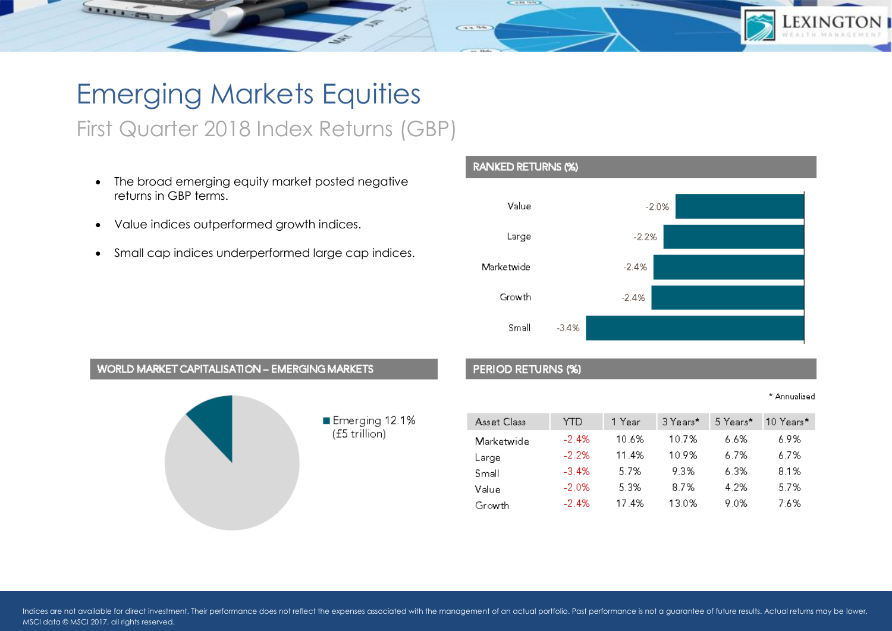# Emerging Markets Equities

## First Quarter 2018 Index Returns (GBP)

- The broad emerging equity market posted negative returns in GBP terms.
- Value indices outperformed growth indices.
- Small cap indices underperformed large cap indices.

### RANKED RETURNS (%)

| | |
|---|---|
| Value | -2.0% |
| Large | -2.2% |
| Marketwide | -2.4% |
| Growth | -2.4% |
| Small | -3.4% |

### WORLD MARKET CAPITALISATION – EMERGING MARKETS

Emerging 12.1% (£5 trillion)

### PERIOD RETURNS (%)

\* Annualised

| Asset Class | YTD | 1 Year | 3 Years* | 5 Years* | 10 Years* |
|---|---|---|---|---|---|
| Marketwide | -2.4% | 10.6% | 10.7% | 6.6% | 6.9% |
| Large | -2.2% | 11.4% | 10.9% | 6.7% | 6.7% |
| Small | -3.4% | 5.7% | 9.3% | 6.3% | 8.1% |
| Value | -2.0% | 5.3% | 8.7% | 4.2% | 5.7% |
| Growth | -2.4% | 17.4% | 13.0% | 9.0% | 7.6% |

Indices are not available for direct investment. Their performance does not reflect the expenses associated with the management of an actual portfolio. Past performance is not a guarantee of future results. Actual returns may be lower. MSCI data © MSCI 2017, all rights reserved.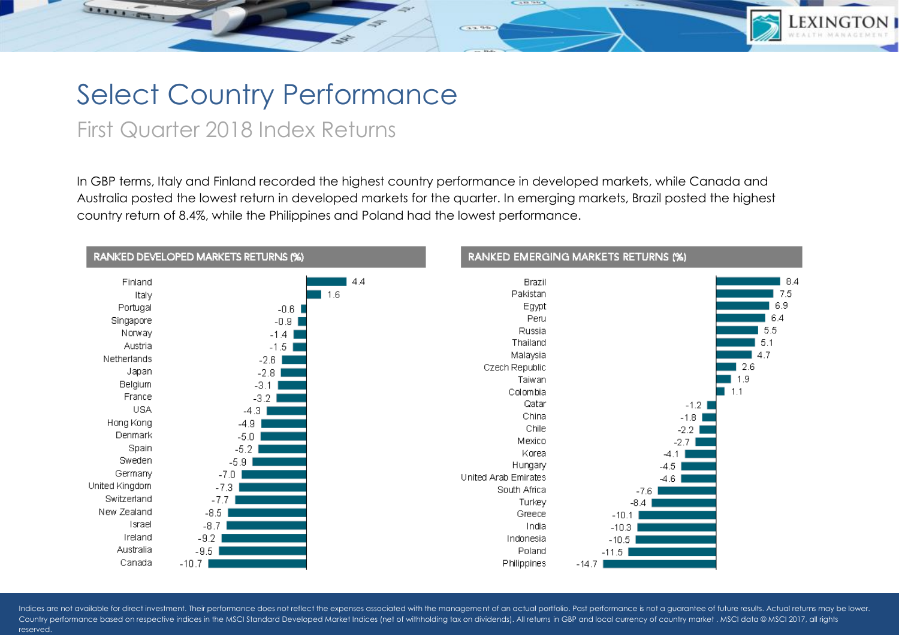# Select Country Performance

## First Quarter 2018 Index Returns

In GBP terms, Italy and Finland recorded the highest country performance in developed markets, while Canada and Australia posted the lowest return in developed markets for the quarter. In emerging markets, Brazil posted the highest country return of 8.4%, while the Philippines and Poland had the lowest performance.

**RANKED DEVELOPED MARKETS RETURNS (%)**

| Country | Return (%) |
|---|---|
| Finland | 4.4 |
| Italy | 1.6 |
| Portugal | -0.6 |
| Singapore | -0.9 |
| Norway | -1.4 |
| Austria | -1.5 |
| Netherlands | -2.6 |
| Japan | -2.8 |
| Belgium | -3.1 |
| France | -3.2 |
| USA | -4.3 |
| Hong Kong | -4.9 |
| Denmark | -5.0 |
| Spain | -5.2 |
| Sweden | -5.9 |
| Germany | -7.0 |
| United Kingdom | -7.3 |
| Switzerland | -7.7 |
| New Zealand | -8.5 |
| Israel | -8.7 |
| Ireland | -9.2 |
| Australia | -9.5 |
| Canada | -10.7 |

**RANKED EMERGING MARKETS RETURNS (%)**

| Country | Return (%) |
|---|---|
| Brazil | 8.4 |
| Pakistan | 7.5 |
| Egypt | 6.9 |
| Peru | 6.4 |
| Russia | 5.5 |
| Thailand | 5.1 |
| Malaysia | 4.7 |
| Czech Republic | 2.6 |
| Taiwan | 1.9 |
| Colombia | 1.1 |
| Qatar | -1.2 |
| China | -1.8 |
| Chile | -2.2 |
| Mexico | -2.7 |
| Korea | -4.1 |
| Hungary | -4.5 |
| United Arab Emirates | -4.6 |
| South Africa | -7.6 |
| Turkey | -8.4 |
| Greece | -10.1 |
| India | -10.3 |
| Indonesia | -10.5 |
| Poland | -11.5 |
| Philippines | -14.7 |

Indices are not available for direct investment. Their performance does not reflect the expenses associated with the management of an actual portfolio. Past performance is not a guarantee of future results. Actual returns may be lower. Country performance based on respective indices in the MSCI Standard Developed Market Indices (net of withholding tax on dividends). All returns in GBP and local currency of country market . MSCI data © MSCI 2017, all rights reserved.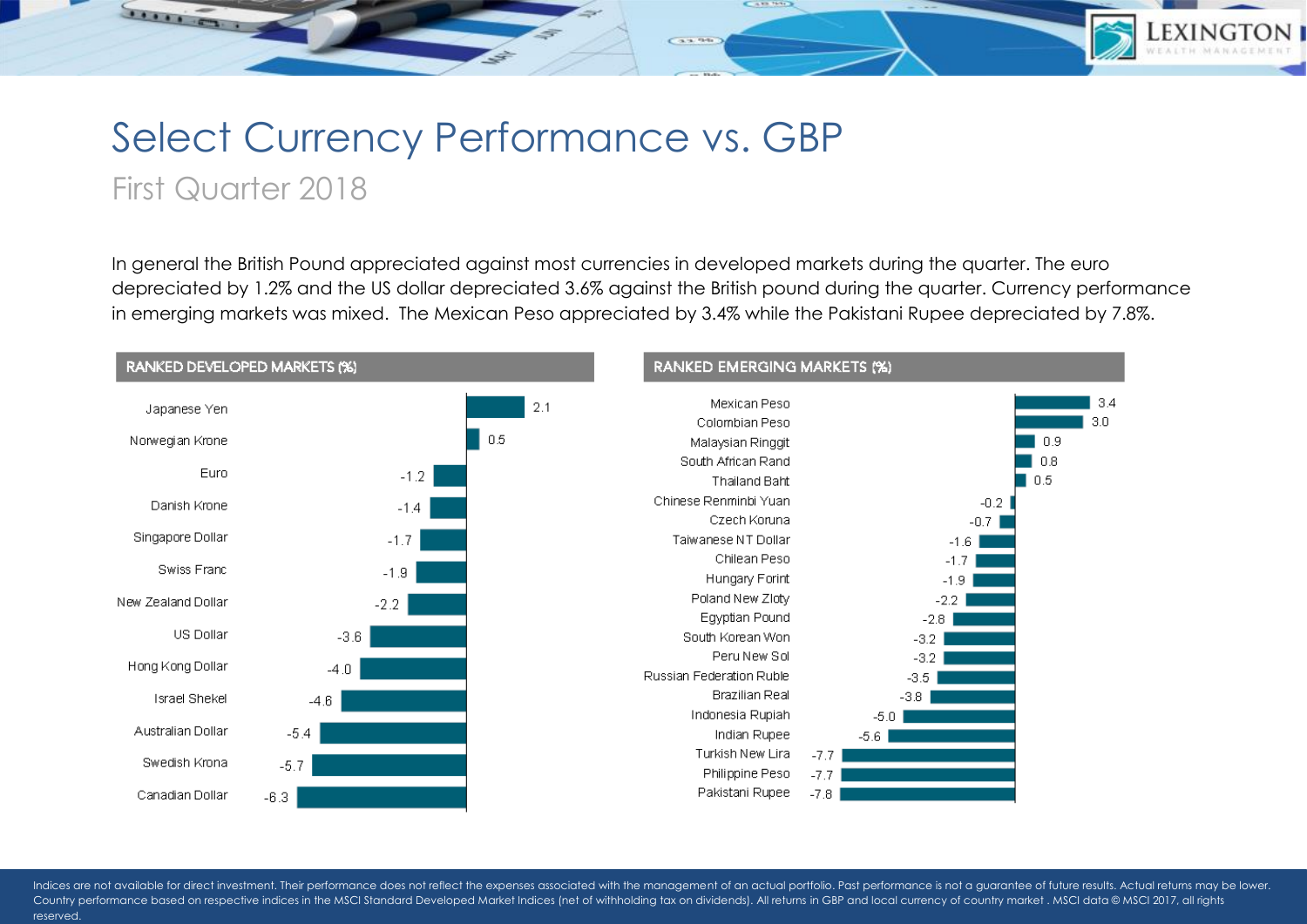# Select Currency Performance vs. GBP

## First Quarter 2018

In general the British Pound appreciated against most currencies in developed markets during the quarter. The euro depreciated by 1.2% and the US dollar depreciated 3.6% against the British pound during the quarter. Currency performance in emerging markets was mixed. The Mexican Peso appreciated by 3.4% while the Pakistani Rupee depreciated by 7.8%.

### RANKED DEVELOPED MARKETS (%)

| Currency | % |
|---|---|
| Japanese Yen | 2.1 |
| Norwegian Krone | 0.5 |
| Euro | -1.2 |
| Danish Krone | -1.4 |
| Singapore Dollar | -1.7 |
| Swiss Franc | -1.9 |
| New Zealand Dollar | -2.2 |
| US Dollar | -3.6 |
| Hong Kong Dollar | -4.0 |
| Israel Shekel | -4.6 |
| Australian Dollar | -5.4 |
| Swedish Krona | -5.7 |
| Canadian Dollar | -6.3 |

### RANKED EMERGING MARKETS (%)

| Currency | % |
|---|---|
| Mexican Peso | 3.4 |
| Colombian Peso | 3.0 |
| Malaysian Ringgit | 0.9 |
| South African Rand | 0.8 |
| Thailand Baht | 0.5 |
| Chinese Renminbi Yuan | -0.2 |
| Czech Koruna | -0.7 |
| Taiwanese NT Dollar | -1.6 |
| Chilean Peso | -1.7 |
| Hungary Forint | -1.9 |
| Poland New Zloty | -2.2 |
| Egyptian Pound | -2.8 |
| South Korean Won | -3.2 |
| Peru New Sol | -3.2 |
| Russian Federation Ruble | -3.5 |
| Brazilian Real | -3.8 |
| Indonesia Rupiah | -5.0 |
| Indian Rupee | -5.6 |
| Turkish New Lira | -7.7 |
| Philippine Peso | -7.7 |
| Pakistani Rupee | -7.8 |

Indices are not available for direct investment. Their performance does not reflect the expenses associated with the management of an actual portfolio. Past performance is not a guarantee of future results. Actual returns may be lower. Country performance based on respective indices in the MSCI Standard Developed Market Indices (net of withholding tax on dividends). All returns in GBP and local currency of country market . MSCI data © MSCI 2017, all rights reserved.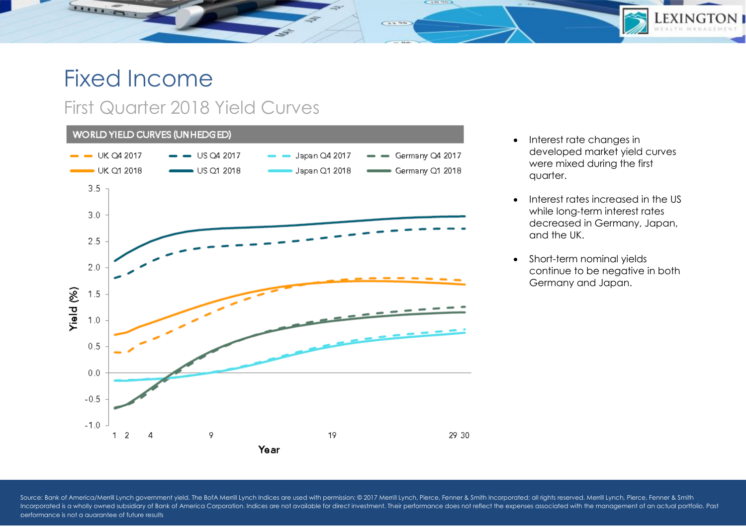# Fixed Income

## First Quarter 2018 Yield Curves

**WORLD YIELD CURVES (UNHEDGED)**

UK Q4 2017 | US Q4 2017 | Japan Q4 2017 | Germany Q4 2017
UK Q1 2018 | US Q1 2018 | Japan Q1 2018 | Germany Q1 2018

Yield (%)

Year

- Interest rate changes in developed market yield curves were mixed during the first quarter.
- Interest rates increased in the US while long-term interest rates decreased in Germany, Japan, and the UK.
- Short-term nominal yields continue to be negative in both Germany and Japan.

Source: Bank of America/Merrill Lynch government yield. The BofA Merrill Lynch Indices are used with permission; © 2017 Merrill Lynch, Pierce, Fenner & Smith Incorporated; all rights reserved. Merrill Lynch, Pierce, Fenner & Smith Incorporated is a wholly owned subsidiary of Bank of America Corporation. Indices are not available for direct investment. Their performance does not reflect the expenses associated with the management of an actual portfolio. Past performance is not a guarantee of future results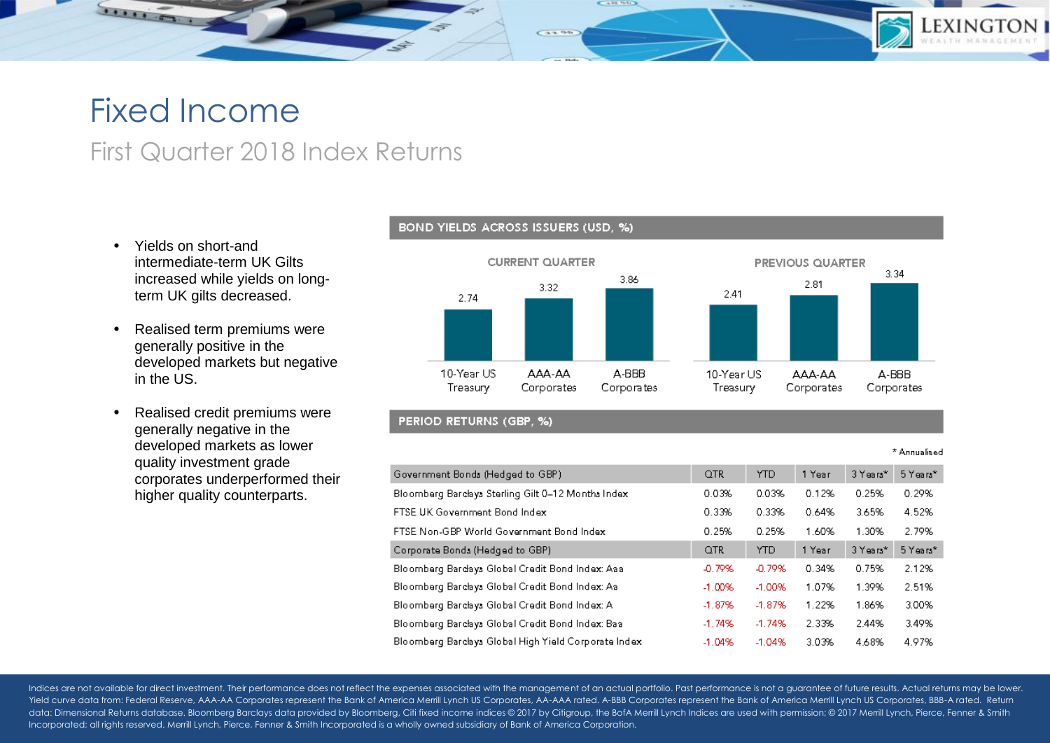# Fixed Income

## First Quarter 2018 Index Returns

- Yields on short-and intermediate-term UK Gilts increased while yields on long-term UK gilts decreased.
- Realised term premiums were generally positive in the developed markets but negative in the US.
- Realised credit premiums were generally negative in the developed markets as lower quality investment grade corporates underperformed their higher quality counterparts.

### BOND YIELDS ACROSS ISSUERS (USD, %)

| | 10-Year US Treasury | AAA-AA Corporates | A-BBB Corporates |
|---|---|---|---|
| CURRENT QUARTER | 2.74 | 3.32 | 3.86 |
| PREVIOUS QUARTER | 2.41 | 2.81 | 3.34 |

### PERIOD RETURNS (GBP, %)

\* Annualised

| Government Bonds (Hedged to GBP) | QTR | YTD | 1 Year | 3 Years* | 5 Years* |
|---|---|---|---|---|---|
| Bloomberg Barclays Sterling Gilt 0–12 Months Index | 0.03% | 0.03% | 0.12% | 0.25% | 0.29% |
| FTSE UK Government Bond Index | 0.33% | 0.33% | 0.64% | 3.65% | 4.52% |
| FTSE Non-GBP World Government Bond Index | 0.25% | 0.25% | 1.60% | 1.30% | 2.79% |
| **Corporate Bonds (Hedged to GBP)** | **QTR** | **YTD** | **1 Year** | **3 Years*** | **5 Years*** |
| Bloomberg Barclays Global Credit Bond Index: Aaa | -0.79% | -0.79% | 0.34% | 0.75% | 2.12% |
| Bloomberg Barclays Global Credit Bond Index: Aa | -1.00% | -1.00% | 1.07% | 1.39% | 2.51% |
| Bloomberg Barclays Global Credit Bond Index: A | -1.87% | -1.87% | 1.22% | 1.86% | 3.00% |
| Bloomberg Barclays Global Credit Bond Index: Baa | -1.74% | -1.74% | 2.33% | 2.44% | 3.49% |
| Bloomberg Barclays Global High Yield Corporate Index | -1.04% | -1.04% | 3.03% | 4.68% | 4.97% |

Indices are not available for direct investment. Their performance does not reflect the expenses associated with the management of an actual portfolio. Past performance is not a guarantee of future results. Actual returns may be lower. Yield curve data from: Federal Reserve, AAA-AA Corporates represent the Bank of America Merrill Lynch US Corporates, AA-AAA rated. A-BBB Corporates represent the Bank of America Merrill Lynch US Corporates, BBB-A rated. Return data: Dimensional Returns database. Bloomberg Barclays data provided by Bloomberg, Citi fixed income indices © 2017 by Citigroup, the BofA Merrill Lynch Indices are used with permission; © 2017 Merrill Lynch, Pierce, Fenner & Smith Incorporated; all rights reserved. Merrill Lynch, Pierce, Fenner & Smith Incorporated is a wholly owned subsidiary of Bank of America Corporation.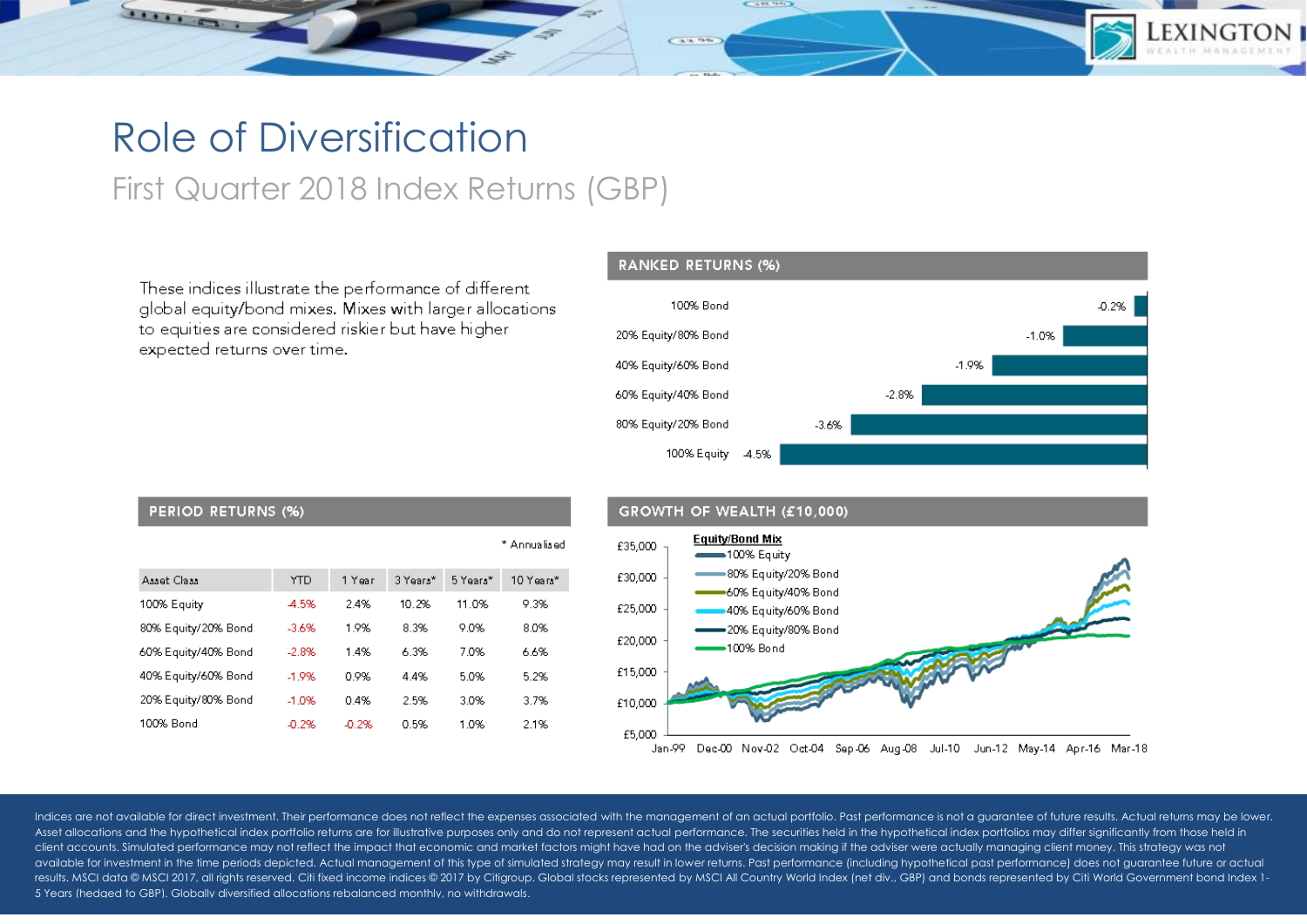# Role of Diversification

## First Quarter 2018 Index Returns (GBP)

These indices illustrate the performance of different global equity/bond mixes. Mixes with larger allocations to equities are considered riskier but have higher expected returns over time.

### RANKED RETURNS (%)

| Mix | Return |
|---|---|
| 100% Bond | -0.2% |
| 20% Equity/80% Bond | -1.0% |
| 40% Equity/60% Bond | -1.9% |
| 60% Equity/40% Bond | -2.8% |
| 80% Equity/20% Bond | -3.6% |
| 100% Equity | -4.5% |

### PERIOD RETURNS (%)

\* Annualised

| Asset Class | YTD | 1 Year | 3 Years* | 5 Years* | 10 Years* |
|---|---|---|---|---|---|
| 100% Equity | -4.5% | 2.4% | 10.2% | 11.0% | 9.3% |
| 80% Equity/20% Bond | -3.6% | 1.9% | 8.3% | 9.0% | 8.0% |
| 60% Equity/40% Bond | -2.8% | 1.4% | 6.3% | 7.0% | 6.6% |
| 40% Equity/60% Bond | -1.9% | 0.9% | 4.4% | 5.0% | 5.2% |
| 20% Equity/80% Bond | -1.0% | 0.4% | 2.5% | 3.0% | 3.7% |
| 100% Bond | -0.2% | -0.2% | 0.5% | 1.0% | 2.1% |

### GROWTH OF WEALTH (£10,000)

Equity/Bond Mix: 100% Equity; 80% Equity/20% Bond; 60% Equity/40% Bond; 40% Equity/60% Bond; 20% Equity/80% Bond; 100% Bond

Indices are not available for direct investment. Their performance does not reflect the expenses associated with the management of an actual portfolio. Past performance is not a guarantee of future results. Actual returns may be lower. Asset allocations and the hypothetical index portfolio returns are for illustrative purposes only and do not represent actual performance. The securities held in the hypothetical index portfolios may differ significantly from those held in client accounts. Simulated performance may not reflect the impact that economic and market factors might have had on the adviser's decision making if the adviser were actually managing client money. This strategy was not available for investment in the time periods depicted. Actual management of this type of simulated strategy may result in lower returns. Past performance (including hypothetical past performance) does not guarantee future or actual results. MSCI data © MSCI 2017, all rights reserved. Citi fixed income indices © 2017 by Citigroup. Global stocks represented by MSCI All Country World Index (net div., GBP) and bonds represented by Citi World Government bond Index 1-5 Years (hedged to GBP). Globally diversified allocations rebalanced monthly, no withdrawals.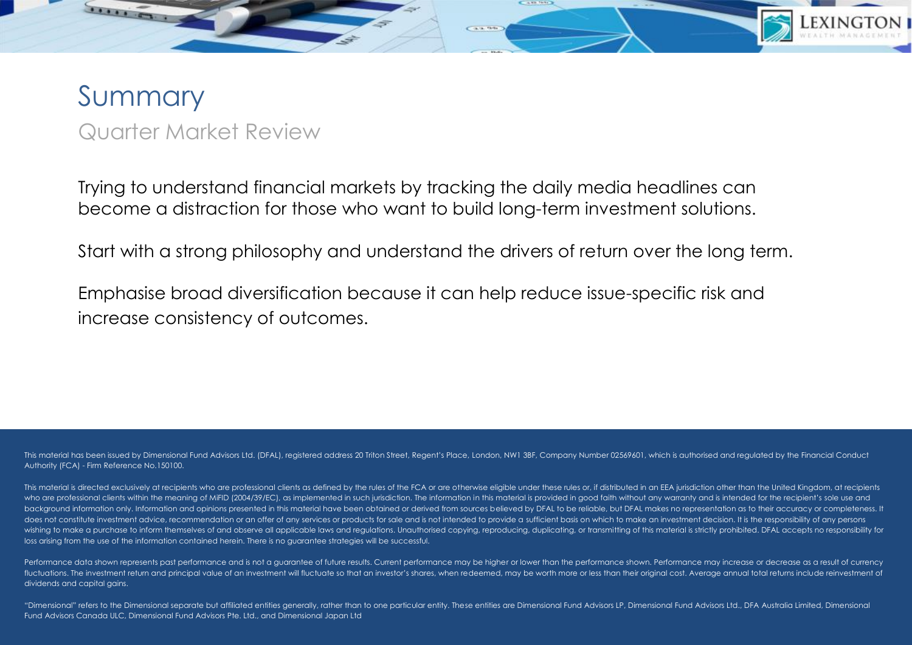# Summary

## Quarter Market Review

Trying to understand financial markets by tracking the daily media headlines can become a distraction for those who want to build long-term investment solutions.

Start with a strong philosophy and understand the drivers of return over the long term.

Emphasise broad diversification because it can help reduce issue-specific risk and increase consistency of outcomes.

This material has been issued by Dimensional Fund Advisors Ltd. (DFAL), registered address 20 Triton Street, Regent's Place, London, NW1 3BF, Company Number 02569601, which is authorised and regulated by the Financial Conduct Authority (FCA) - Firm Reference No.150100.

This material is directed exclusively at recipients who are professional clients as defined by the rules of the FCA or are otherwise eligible under these rules or, if distributed in an EEA jurisdiction other than the United Kingdom, at recipients who are professional clients within the meaning of MiFID (2004/39/EC), as implemented in such jurisdiction. The information in this material is provided in good faith without any warranty and is intended for the recipient's sole use and background information only. Information and opinions presented in this material have been obtained or derived from sources believed by DFAL to be reliable, but DFAL makes no representation as to their accuracy or completeness. It does not constitute investment advice, recommendation or an offer of any services or products for sale and is not intended to provide a sufficient basis on which to make an investment decision. It is the responsibility of any persons wishing to make a purchase to inform themselves of and observe all applicable laws and regulations. Unauthorised copying, reproducing, duplicating, or transmitting of this material is strictly prohibited. DFAL accepts no responsibility for loss arising from the use of the information contained herein. There is no guarantee strategies will be successful.

Performance data shown represents past performance and is not a guarantee of future results. Current performance may be higher or lower than the performance shown. Performance may increase or decrease as a result of currency fluctuations. The investment return and principal value of an investment will fluctuate so that an investor's shares, when redeemed, may be worth more or less than their original cost. Average annual total returns include reinvestment of dividends and capital gains.

"Dimensional" refers to the Dimensional separate but affiliated entities generally, rather than to one particular entity. These entities are Dimensional Fund Advisors LP, Dimensional Fund Advisors Ltd., DFA Australia Limited, Dimensional Fund Advisors Canada ULC, Dimensional Fund Advisors Pte. Ltd., and Dimensional Japan Ltd